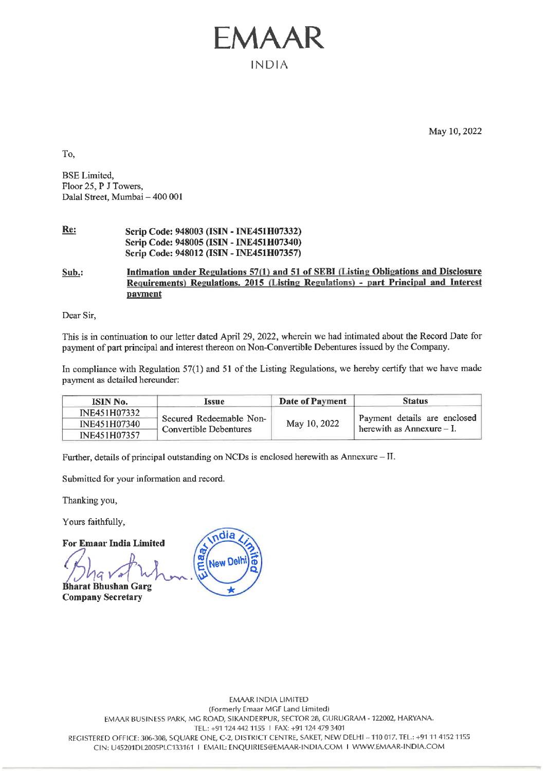# EMAAR

INDIA

May 10, 2022

To,

BSE Limited,
Floor 25, P J Towers,
Dalal Street, Mumbai – 400 001

**Re:** **Scrip Code: 948003 (ISIN - INE451H07332)**
**Scrip Code: 948005 (ISIN - INE451H07340)**
**Scrip Code: 948012 (ISIN - INE451H07357)**

**Sub.:** **Intimation under Regulations 57(1) and 51 of SEBI (Listing Obligations and Disclosure Requirements) Regulations, 2015 (Listing Regulations) - part Principal and Interest payment**

Dear Sir,

This is in continuation to our letter dated April 29, 2022, wherein we had intimated about the Record Date for payment of part principal and interest thereon on Non-Convertible Debentures issued by the Company.

In compliance with Regulation 57(1) and 51 of the Listing Regulations, we hereby certify that we have made payment as detailed hereunder:

| ISIN No. | Issue | Date of Payment | Status |
|---|---|---|---|
| INE451H07332 | Secured Redeemable Non-Convertible Debentures | May 10, 2022 | Payment details are enclosed herewith as Annexure – I. |
| INE451H07340 | | | |
| INE451H07357 | | | |

Further, details of principal outstanding on NCDs is enclosed herewith as Annexure – II.

Submitted for your information and record.

Thanking you,

Yours faithfully,

**For Emaar India Limited**

**Bharat Bhushan Garg**
**Company Secretary**

EMAAR INDIA LIMITED
(Formerly Emaar MGF Land Limited)
EMAAR BUSINESS PARK, MG ROAD, SIKANDERPUR, SECTOR 28, GURUGRAM - 122002, HARYANA.
TEL.: +91 124 442 1155 | FAX: +91 124 479 3401
REGISTERED OFFICE: 306-308, SQUARE ONE, C-2, DISTRICT CENTRE, SAKET, NEW DELHI – 110 017. TEL.: +91 11 4152 1155
CIN: U45201DL2005PLC133161 | EMAIL: ENQUIRIES@EMAAR-INDIA.COM | WWW.EMAAR-INDIA.COM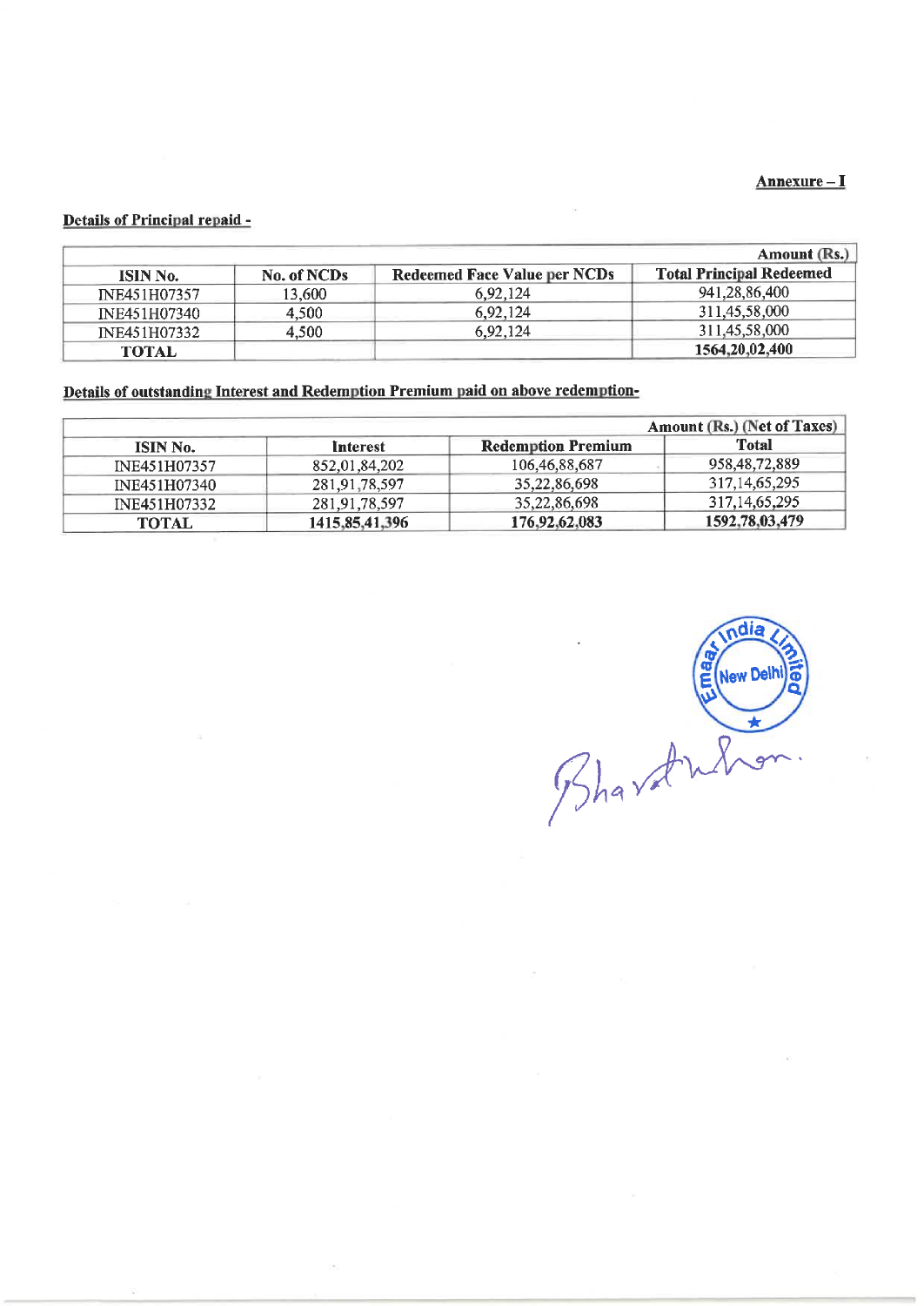**Annexure – I**

**Details of Principal repaid -**

| | | | Amount (Rs.) |
|---|---|---|---|
| **ISIN No.** | **No. of NCDs** | **Redeemed Face Value per NCDs** | **Total Principal Redeemed** |
| INE451H07357 | 13,600 | 6,92,124 | 941,28,86,400 |
| INE451H07340 | 4,500 | 6,92,124 | 311,45,58,000 |
| INE451H07332 | 4,500 | 6,92,124 | 311,45,58,000 |
| **TOTAL** | | | **1564,20,02,400** |

**Details of outstanding Interest and Redemption Premium paid on above redemption-**

| | | | Amount (Rs.) (Net of Taxes) |
|---|---|---|---|
| **ISIN No.** | **Interest** | **Redemption Premium** | **Total** |
| INE451H07357 | 852,01,84,202 | 106,46,88,687 | 958,48,72,889 |
| INE451H07340 | 281,91,78,597 | 35,22,86,698 | 317,14,65,295 |
| INE451H07332 | 281,91,78,597 | 35,22,86,698 | 317,14,65,295 |
| **TOTAL** | **1415,85,41,396** | **176,92,62,083** | **1592,78,03,479** |

Emaar India Limited, New Delhi

Bharathan.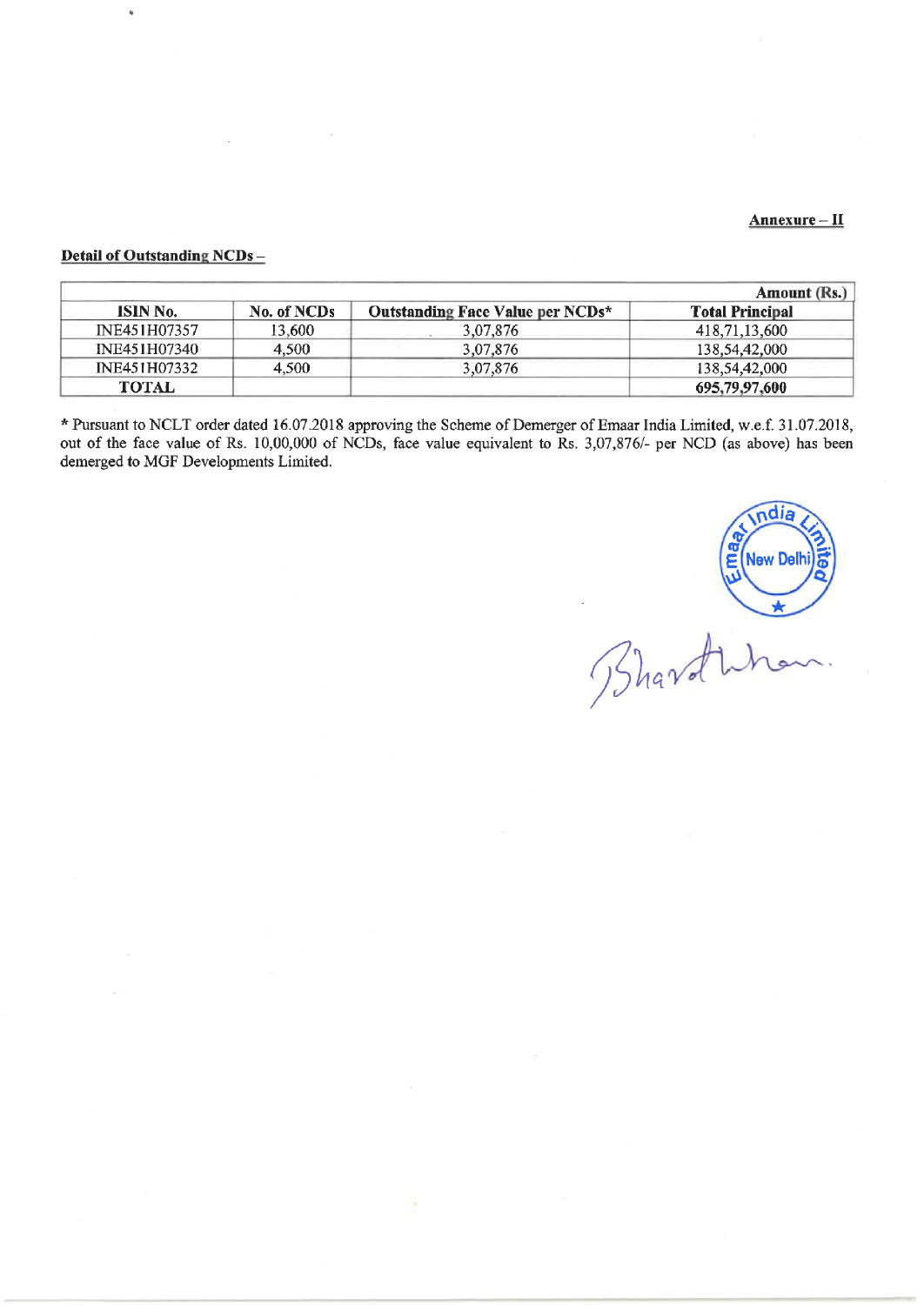**Annexure – II**

**Detail of Outstanding NCDs –**

| | | | Amount (Rs.) |
|---|---|---|---|
| **ISIN No.** | **No. of NCDs** | **Outstanding Face Value per NCDs*** | **Total Principal** |
| INE451H07357 | 13,600 | 3,07,876 | 418,71,13,600 |
| INE451H07340 | 4,500 | 3,07,876 | 138,54,42,000 |
| INE451H07332 | 4,500 | 3,07,876 | 138,54,42,000 |
| **TOTAL** | | | **695,79,97,600** |

* Pursuant to NCLT order dated 16.07.2018 approving the Scheme of Demerger of Emaar India Limited, w.e.f. 31.07.2018, out of the face value of Rs. 10,00,000 of NCDs, face value equivalent to Rs. 3,07,876/- per NCD (as above) has been demerged to MGF Developments Limited.

Emaar India Limited, New Delhi

Bharat Khan.